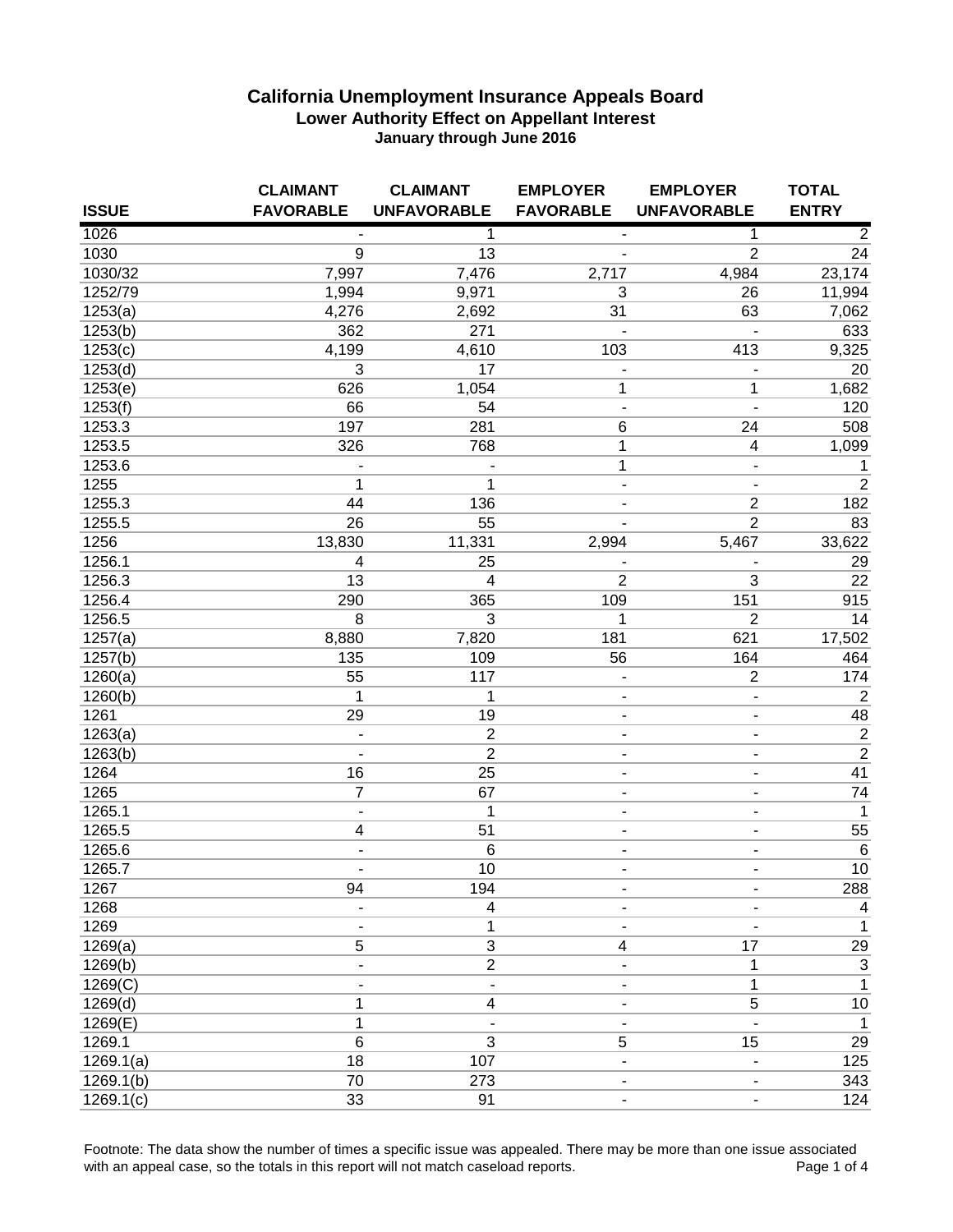# California Unemployment Insurance Appeals Board

## Lower Authority Effect on Appellant Interest

### January through June 2016

| ISSUE | CLAIMANT FAVORABLE | CLAIMANT UNFAVORABLE | EMPLOYER FAVORABLE | EMPLOYER UNFAVORABLE | TOTAL ENTRY |
|---|---|---|---|---|---|
| 1026 | - | 1 | - | 1 | 2 |
| 1030 | 9 | 13 | - | 2 | 24 |
| 1030/32 | 7,997 | 7,476 | 2,717 | 4,984 | 23,174 |
| 1252/79 | 1,994 | 9,971 | 3 | 26 | 11,994 |
| 1253(a) | 4,276 | 2,692 | 31 | 63 | 7,062 |
| 1253(b) | 362 | 271 | - | - | 633 |
| 1253(c) | 4,199 | 4,610 | 103 | 413 | 9,325 |
| 1253(d) | 3 | 17 | - | - | 20 |
| 1253(e) | 626 | 1,054 | 1 | 1 | 1,682 |
| 1253(f) | 66 | 54 | - | - | 120 |
| 1253.3 | 197 | 281 | 6 | 24 | 508 |
| 1253.5 | 326 | 768 | 1 | 4 | 1,099 |
| 1253.6 | - | - | 1 | - | 1 |
| 1255 | 1 | 1 | - | - | 2 |
| 1255.3 | 44 | 136 | - | 2 | 182 |
| 1255.5 | 26 | 55 | - | 2 | 83 |
| 1256 | 13,830 | 11,331 | 2,994 | 5,467 | 33,622 |
| 1256.1 | 4 | 25 | - | - | 29 |
| 1256.3 | 13 | 4 | 2 | 3 | 22 |
| 1256.4 | 290 | 365 | 109 | 151 | 915 |
| 1256.5 | 8 | 3 | 1 | 2 | 14 |
| 1257(a) | 8,880 | 7,820 | 181 | 621 | 17,502 |
| 1257(b) | 135 | 109 | 56 | 164 | 464 |
| 1260(a) | 55 | 117 | - | 2 | 174 |
| 1260(b) | 1 | 1 | - | - | 2 |
| 1261 | 29 | 19 | - | - | 48 |
| 1263(a) | - | 2 | - | - | 2 |
| 1263(b) | - | 2 | - | - | 2 |
| 1264 | 16 | 25 | - | - | 41 |
| 1265 | 7 | 67 | - | - | 74 |
| 1265.1 | - | 1 | - | - | 1 |
| 1265.5 | 4 | 51 | - | - | 55 |
| 1265.6 | - | 6 | - | - | 6 |
| 1265.7 | - | 10 | - | - | 10 |
| 1267 | 94 | 194 | - | - | 288 |
| 1268 | - | 4 | - | - | 4 |
| 1269 | - | 1 | - | - | 1 |
| 1269(a) | 5 | 3 | 4 | 17 | 29 |
| 1269(b) | - | 2 | - | 1 | 3 |
| 1269(C) | - | - | - | 1 | 1 |
| 1269(d) | 1 | 4 | - | 5 | 10 |
| 1269(E) | 1 | - | - | - | 1 |
| 1269.1 | 6 | 3 | 5 | 15 | 29 |
| 1269.1(a) | 18 | 107 | - | - | 125 |
| 1269.1(b) | 70 | 273 | - | - | 343 |
| 1269.1(c) | 33 | 91 | - | - | 124 |

Footnote: The data show the number of times a specific issue was appealed. There may be more than one issue associated with an appeal case, so the totals in this report will not match caseload reports.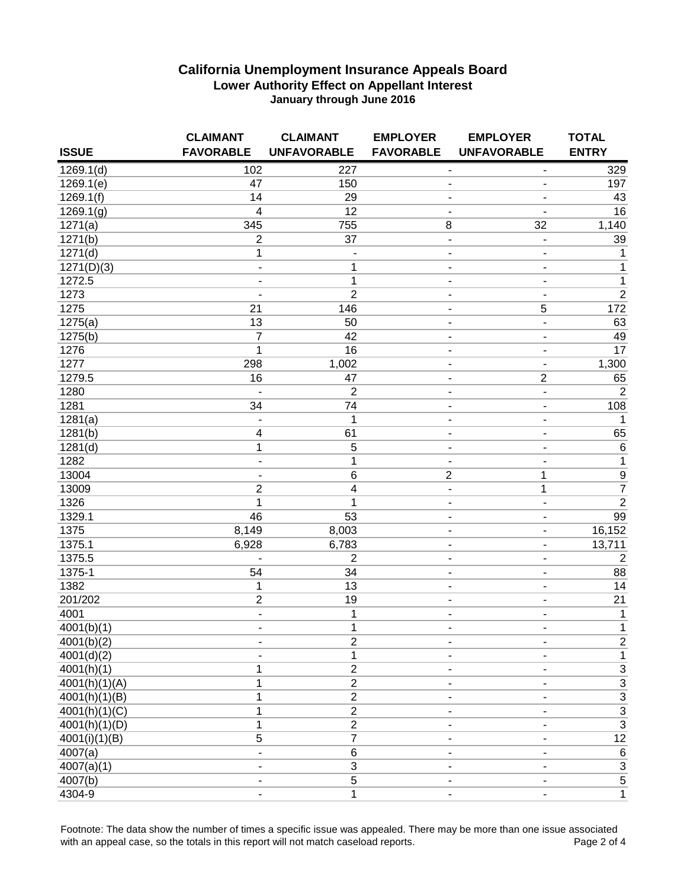## California Unemployment Insurance Appeals Board

### Lower Authority Effect on Appellant Interest

#### January through June 2016

| ISSUE | CLAIMANT FAVORABLE | CLAIMANT UNFAVORABLE | EMPLOYER FAVORABLE | EMPLOYER UNFAVORABLE | TOTAL ENTRY |
|---|---|---|---|---|---|
| 1269.1(d) | 102 | 227 | - | - | 329 |
| 1269.1(e) | 47 | 150 | - | - | 197 |
| 1269.1(f) | 14 | 29 | - | - | 43 |
| 1269.1(g) | 4 | 12 | - | - | 16 |
| 1271(a) | 345 | 755 | 8 | 32 | 1,140 |
| 1271(b) | 2 | 37 | - | - | 39 |
| 1271(d) | 1 | - | - | - | 1 |
| 1271(D)(3) | - | 1 | - | - | 1 |
| 1272.5 | - | 1 | - | - | 1 |
| 1273 | - | 2 | - | - | 2 |
| 1275 | 21 | 146 | - | 5 | 172 |
| 1275(a) | 13 | 50 | - | - | 63 |
| 1275(b) | 7 | 42 | - | - | 49 |
| 1276 | 1 | 16 | - | - | 17 |
| 1277 | 298 | 1,002 | - | - | 1,300 |
| 1279.5 | 16 | 47 | - | 2 | 65 |
| 1280 | - | 2 | - | - | 2 |
| 1281 | 34 | 74 | - | - | 108 |
| 1281(a) | - | 1 | - | - | 1 |
| 1281(b) | 4 | 61 | - | - | 65 |
| 1281(d) | 1 | 5 | - | - | 6 |
| 1282 | - | 1 | - | - | 1 |
| 13004 | - | 6 | 2 | 1 | 9 |
| 13009 | 2 | 4 | - | 1 | 7 |
| 1326 | 1 | 1 | - | - | 2 |
| 1329.1 | 46 | 53 | - | - | 99 |
| 1375 | 8,149 | 8,003 | - | - | 16,152 |
| 1375.1 | 6,928 | 6,783 | - | - | 13,711 |
| 1375.5 | - | 2 | - | - | 2 |
| 1375-1 | 54 | 34 | - | - | 88 |
| 1382 | 1 | 13 | - | - | 14 |
| 201/202 | 2 | 19 | - | - | 21 |
| 4001 | - | 1 | - | - | 1 |
| 4001(b)(1) | - | 1 | - | - | 1 |
| 4001(b)(2) | - | 2 | - | - | 2 |
| 4001(d)(2) | - | 1 | - | - | 1 |
| 4001(h)(1) | 1 | 2 | - | - | 3 |
| 4001(h)(1)(A) | 1 | 2 | - | - | 3 |
| 4001(h)(1)(B) | 1 | 2 | - | - | 3 |
| 4001(h)(1)(C) | 1 | 2 | - | - | 3 |
| 4001(h)(1)(D) | 1 | 2 | - | - | 3 |
| 4001(i)(1)(B) | 5 | 7 | - | - | 12 |
| 4007(a) | - | 6 | - | - | 6 |
| 4007(a)(1) | - | 3 | - | - | 3 |
| 4007(b) | - | 5 | - | - | 5 |
| 4304-9 | - | 1 | - | - | 1 |

Footnote: The data show the number of times a specific issue was appealed. There may be more than one issue associated with an appeal case, so the totals in this report will not match caseload reports.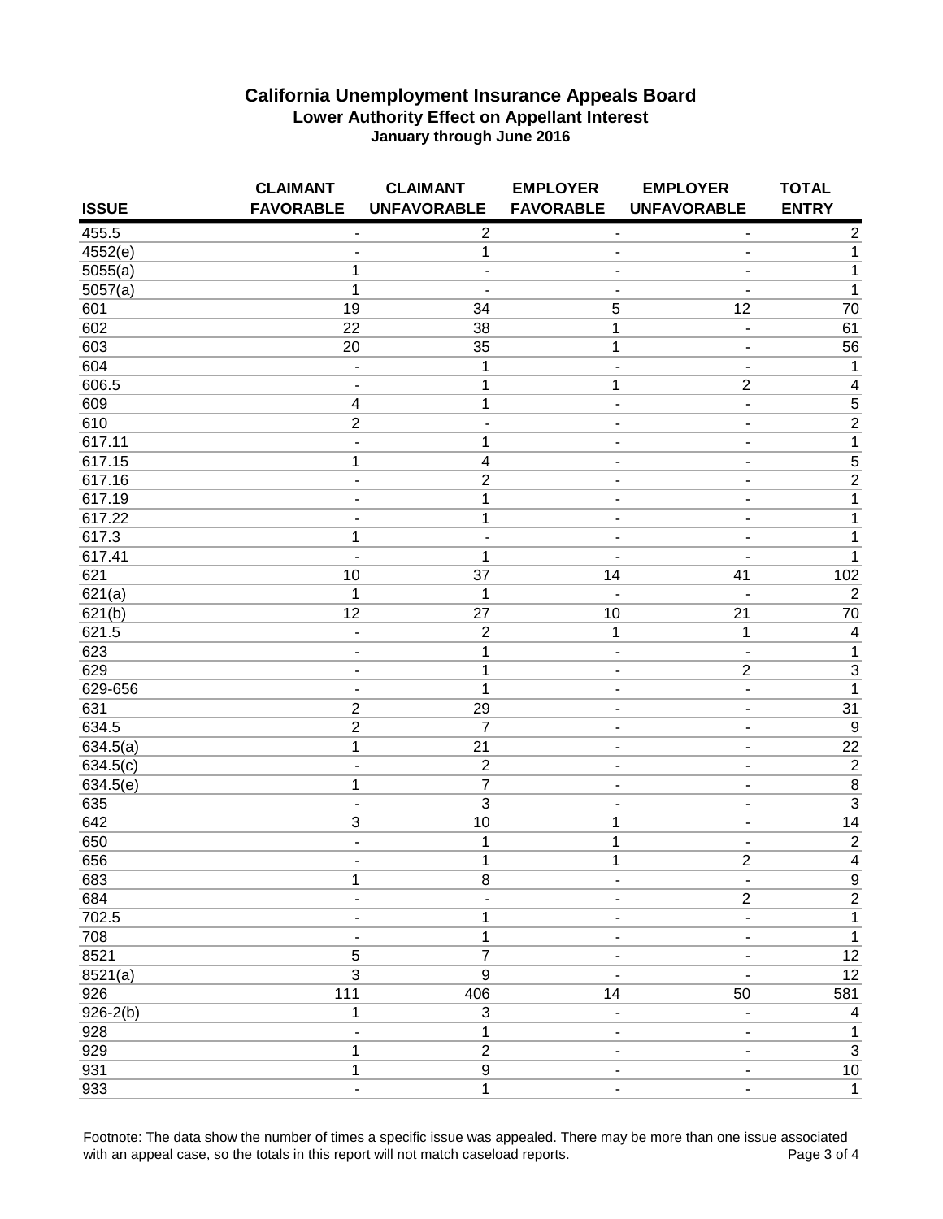# California Unemployment Insurance Appeals Board

## Lower Authority Effect on Appellant Interest

### January through June 2016

| ISSUE | CLAIMANT FAVORABLE | CLAIMANT UNFAVORABLE | EMPLOYER FAVORABLE | EMPLOYER UNFAVORABLE | TOTAL ENTRY |
|---|---|---|---|---|---|
| 455.5 | - | 2 | - | - | 2 |
| 4552(e) | - | 1 | - | - | 1 |
| 5055(a) | 1 | - | - | - | 1 |
| 5057(a) | 1 | - | - | - | 1 |
| 601 | 19 | 34 | 5 | 12 | 70 |
| 602 | 22 | 38 | 1 | - | 61 |
| 603 | 20 | 35 | 1 | - | 56 |
| 604 | - | 1 | - | - | 1 |
| 606.5 | - | 1 | 1 | 2 | 4 |
| 609 | 4 | 1 | - | - | 5 |
| 610 | 2 | - | - | - | 2 |
| 617.11 | - | 1 | - | - | 1 |
| 617.15 | 1 | 4 | - | - | 5 |
| 617.16 | - | 2 | - | - | 2 |
| 617.19 | - | 1 | - | - | 1 |
| 617.22 | - | 1 | - | - | 1 |
| 617.3 | 1 | - | - | - | 1 |
| 617.41 | - | 1 | - | - | 1 |
| 621 | 10 | 37 | 14 | 41 | 102 |
| 621(a) | 1 | 1 | - | - | 2 |
| 621(b) | 12 | 27 | 10 | 21 | 70 |
| 621.5 | - | 2 | 1 | 1 | 4 |
| 623 | - | 1 | - | - | 1 |
| 629 | - | 1 | - | 2 | 3 |
| 629-656 | - | 1 | - | - | 1 |
| 631 | 2 | 29 | - | - | 31 |
| 634.5 | 2 | 7 | - | - | 9 |
| 634.5(a) | 1 | 21 | - | - | 22 |
| 634.5(c) | - | 2 | - | - | 2 |
| 634.5(e) | 1 | 7 | - | - | 8 |
| 635 | - | 3 | - | - | 3 |
| 642 | 3 | 10 | 1 | - | 14 |
| 650 | - | 1 | 1 | - | 2 |
| 656 | - | 1 | 1 | 2 | 4 |
| 683 | 1 | 8 | - | - | 9 |
| 684 | - | - | - | 2 | 2 |
| 702.5 | - | 1 | - | - | 1 |
| 708 | - | 1 | - | - | 1 |
| 8521 | 5 | 7 | - | - | 12 |
| 8521(a) | 3 | 9 | - | - | 12 |
| 926 | 111 | 406 | 14 | 50 | 581 |
| 926-2(b) | 1 | 3 | - | - | 4 |
| 928 | - | 1 | - | - | 1 |
| 929 | 1 | 2 | - | - | 3 |
| 931 | 1 | 9 | - | - | 10 |
| 933 | - | 1 | - | - | 1 |

Footnote: The data show the number of times a specific issue was appealed. There may be more than one issue associated with an appeal case, so the totals in this report will not match caseload reports.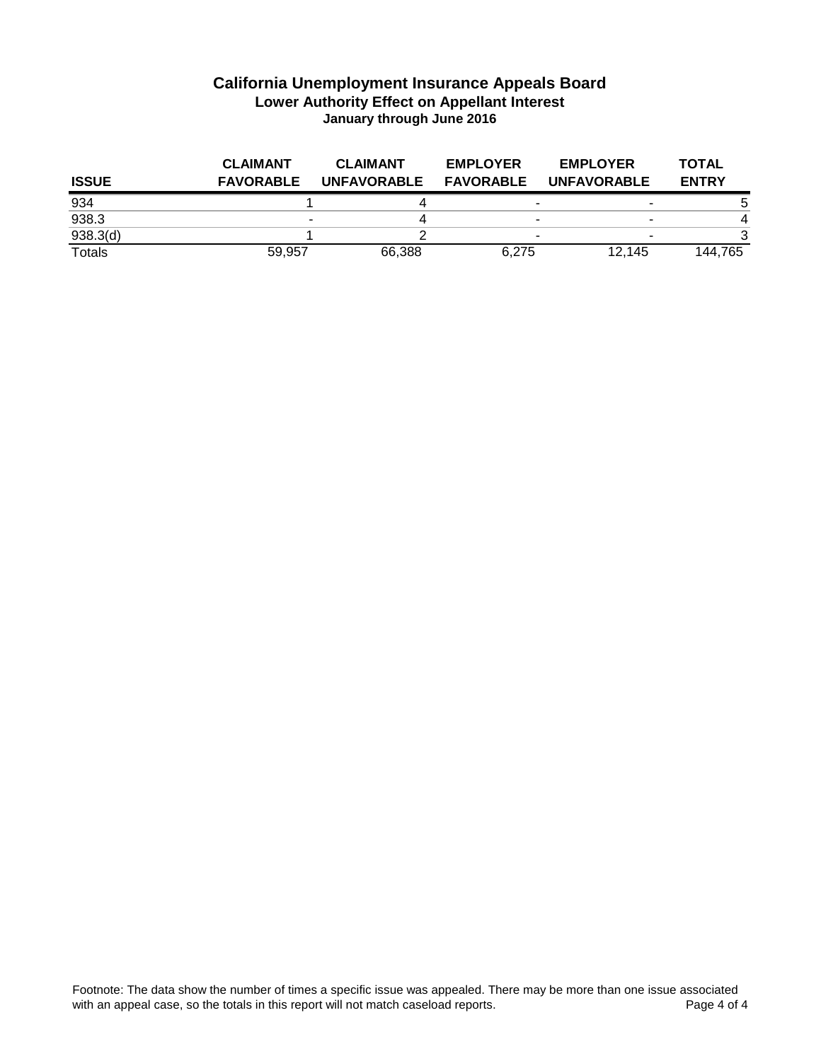# California Unemployment Insurance Appeals Board

## Lower Authority Effect on Appellant Interest

### January through June 2016

| ISSUE | CLAIMANT FAVORABLE | CLAIMANT UNFAVORABLE | EMPLOYER FAVORABLE | EMPLOYER UNFAVORABLE | TOTAL ENTRY |
|---|---|---|---|---|---|
| 934 | 1 | 4 | - | - | 5 |
| 938.3 | - | 4 | - | - | 4 |
| 938.3(d) | 1 | 2 | - | - | 3 |
| Totals | 59,957 | 66,388 | 6,275 | 12,145 | 144,765 |

Footnote: The data show the number of times a specific issue was appealed. There may be more than one issue associated with an appeal case, so the totals in this report will not match caseload reports.